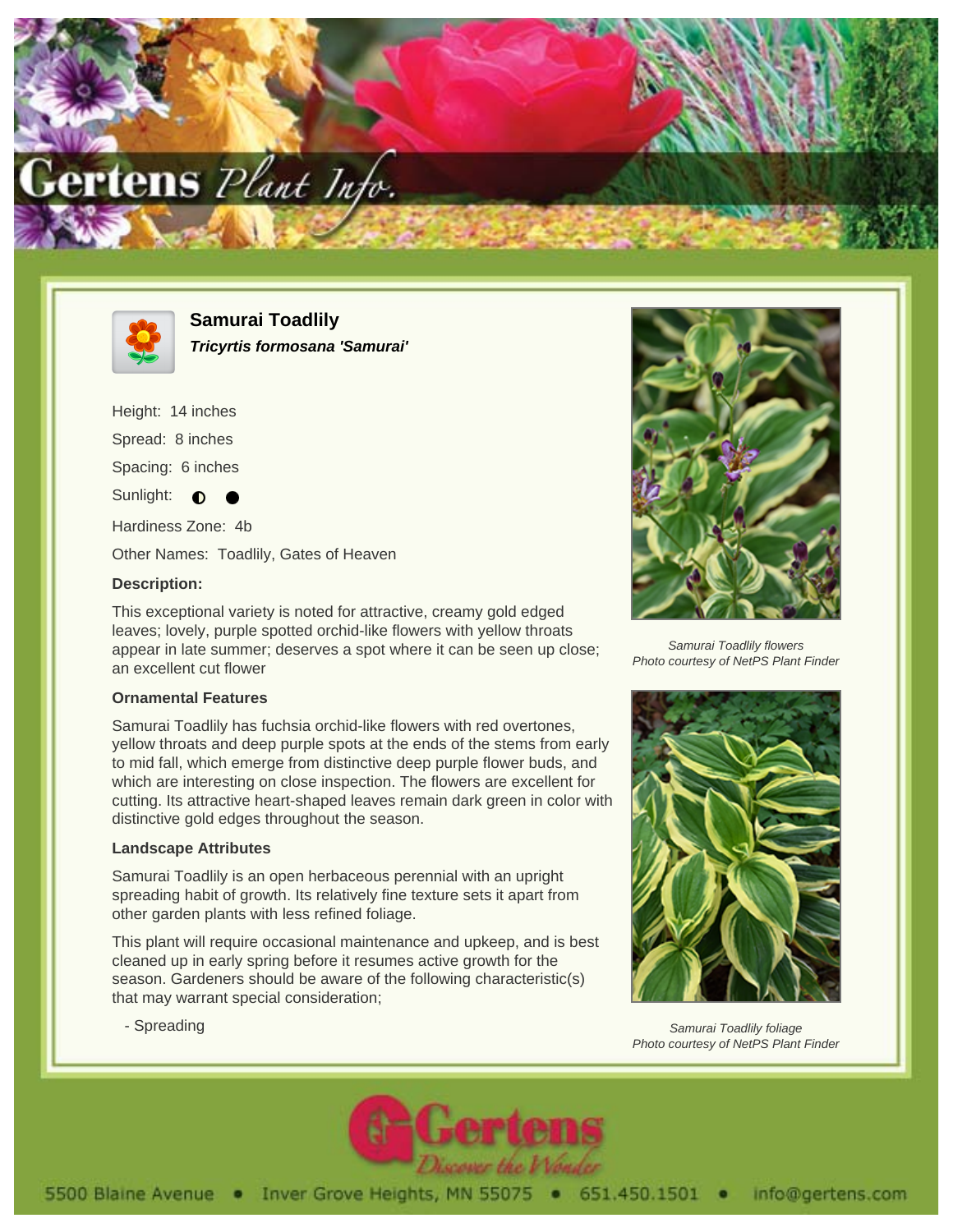# Samurai Toadlily

***Tricyrtis formosana 'Samurai'***

Height: 14 inches

Spread: 8 inches

Spacing: 6 inches

Sunlight: ◐ ●

Hardiness Zone: 4b

Other Names: Toadlily, Gates of Heaven

### Description:

This exceptional variety is noted for attractive, creamy gold edged leaves; lovely, purple spotted orchid-like flowers with yellow throats appear in late summer; deserves a spot where it can be seen up close; an excellent cut flower

### Ornamental Features

Samurai Toadlily has fuchsia orchid-like flowers with red overtones, yellow throats and deep purple spots at the ends of the stems from early to mid fall, which emerge from distinctive deep purple flower buds, and which are interesting on close inspection. The flowers are excellent for cutting. Its attractive heart-shaped leaves remain dark green in color with distinctive gold edges throughout the season.

### Landscape Attributes

Samurai Toadlily is an open herbaceous perennial with an upright spreading habit of growth. Its relatively fine texture sets it apart from other garden plants with less refined foliage.

This plant will require occasional maintenance and upkeep, and is best cleaned up in early spring before it resumes active growth for the season. Gardeners should be aware of the following characteristic(s) that may warrant special consideration;

- Spreading

*Samurai Toadlily flowers*
*Photo courtesy of NetPS Plant Finder*

*Samurai Toadlily foliage*
*Photo courtesy of NetPS Plant Finder*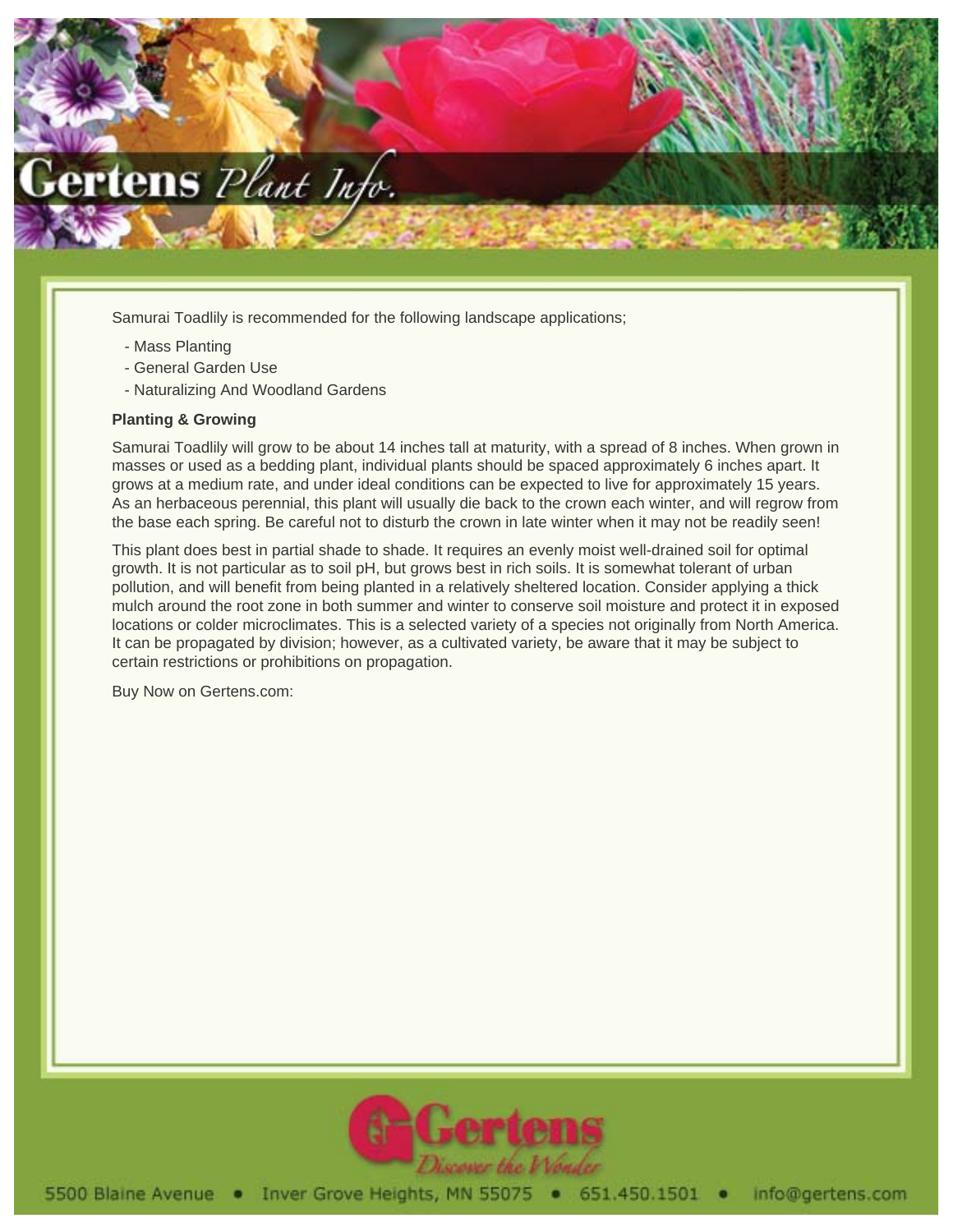Samurai Toadlily is recommended for the following landscape applications;

- Mass Planting
- General Garden Use
- Naturalizing And Woodland Gardens

**Planting & Growing**

Samurai Toadlily will grow to be about 14 inches tall at maturity, with a spread of 8 inches. When grown in masses or used as a bedding plant, individual plants should be spaced approximately 6 inches apart. It grows at a medium rate, and under ideal conditions can be expected to live for approximately 15 years. As an herbaceous perennial, this plant will usually die back to the crown each winter, and will regrow from the base each spring. Be careful not to disturb the crown in late winter when it may not be readily seen!

This plant does best in partial shade to shade. It requires an evenly moist well-drained soil for optimal growth. It is not particular as to soil pH, but grows best in rich soils. It is somewhat tolerant of urban pollution, and will benefit from being planted in a relatively sheltered location. Consider applying a thick mulch around the root zone in both summer and winter to conserve soil moisture and protect it in exposed locations or colder microclimates. This is a selected variety of a species not originally from North America. It can be propagated by division; however, as a cultivated variety, be aware that it may be subject to certain restrictions or prohibitions on propagation.

Buy Now on Gertens.com: